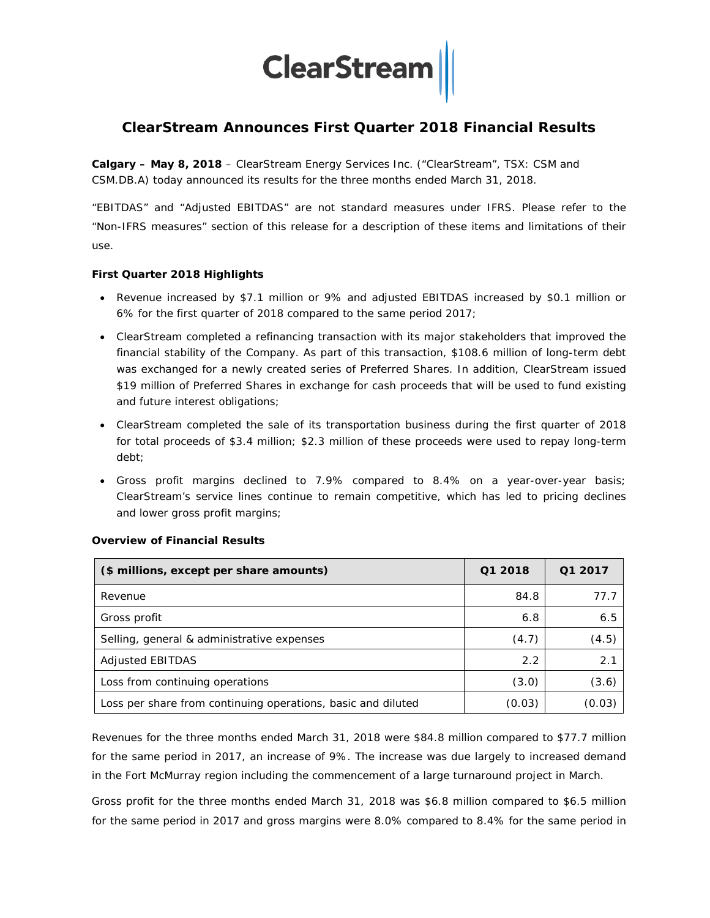# ClearStream Announces First Quarter 2018 Financial Results

**Calgary – May 8, 2018** – ClearStream Energy Services Inc. ("ClearStream", TSX: CSM and CSM.DB.A) today announced its results for the three months ended March 31, 2018.

"EBITDAS" and "Adjusted EBITDAS" are not standard measures under IFRS. Please refer to the "Non-IFRS measures" section of this release for a description of these items and limitations of their use.

**First Quarter 2018 Highlights**

- Revenue increased by $7.1 million or 9% and adjusted EBITDAS increased by $0.1 million or 6% for the first quarter of 2018 compared to the same period 2017;
- ClearStream completed a refinancing transaction with its major stakeholders that improved the financial stability of the Company. As part of this transaction, $108.6 million of long-term debt was exchanged for a newly created series of Preferred Shares. In addition, ClearStream issued $19 million of Preferred Shares in exchange for cash proceeds that will be used to fund existing and future interest obligations;
- ClearStream completed the sale of its transportation business during the first quarter of 2018 for total proceeds of $3.4 million; $2.3 million of these proceeds were used to repay long-term debt;
- Gross profit margins declined to 7.9% compared to 8.4% on a year-over-year basis; ClearStream's service lines continue to remain competitive, which has led to pricing declines and lower gross profit margins;

**Overview of Financial Results**

| ($ millions, except per share amounts) | Q1 2018 | Q1 2017 |
|---|---|---|
| Revenue | 84.8 | 77.7 |
| Gross profit | 6.8 | 6.5 |
| Selling, general & administrative expenses | (4.7) | (4.5) |
| Adjusted EBITDAS | 2.2 | 2.1 |
| Loss from continuing operations | (3.0) | (3.6) |
| Loss per share from continuing operations, basic and diluted | (0.03) | (0.03) |

Revenues for the three months ended March 31, 2018 were $84.8 million compared to $77.7 million for the same period in 2017, an increase of 9%. The increase was due largely to increased demand in the Fort McMurray region including the commencement of a large turnaround project in March.

Gross profit for the three months ended March 31, 2018 was $6.8 million compared to $6.5 million for the same period in 2017 and gross margins were 8.0% compared to 8.4% for the same period in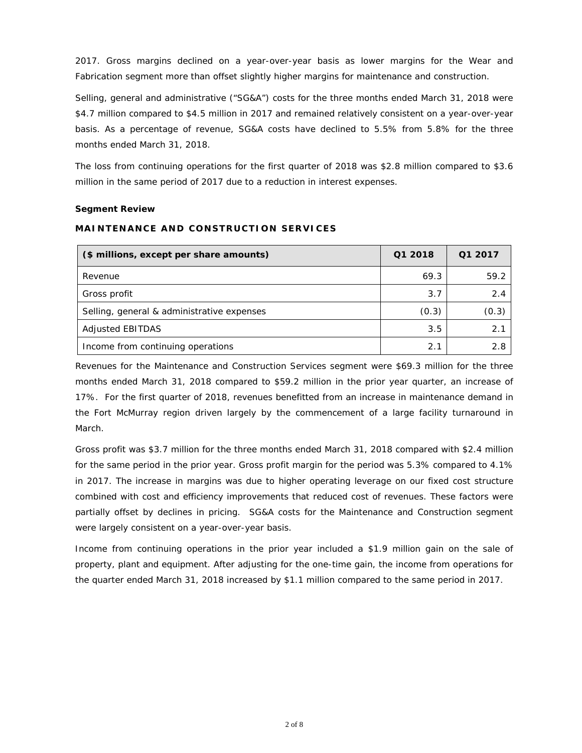2017. Gross margins declined on a year-over-year basis as lower margins for the Wear and Fabrication segment more than offset slightly higher margins for maintenance and construction.

Selling, general and administrative ("SG&A") costs for the three months ended March 31, 2018 were $4.7 million compared to $4.5 million in 2017 and remained relatively consistent on a year-over-year basis. As a percentage of revenue, SG&A costs have declined to 5.5% from 5.8% for the three months ended March 31, 2018.

The loss from continuing operations for the first quarter of 2018 was $2.8 million compared to $3.6 million in the same period of 2017 due to a reduction in interest expenses.

**Segment Review**

**MAINTENANCE AND CONSTRUCTION SERVICES**

| ($ millions, except per share amounts) | Q1 2018 | Q1 2017 |
|---|---|---|
| Revenue | 69.3 | 59.2 |
| Gross profit | 3.7 | 2.4 |
| Selling, general & administrative expenses | (0.3) | (0.3) |
| Adjusted EBITDAS | 3.5 | 2.1 |
| Income from continuing operations | 2.1 | 2.8 |

Revenues for the Maintenance and Construction Services segment were $69.3 million for the three months ended March 31, 2018 compared to $59.2 million in the prior year quarter, an increase of 17%. For the first quarter of 2018, revenues benefitted from an increase in maintenance demand in the Fort McMurray region driven largely by the commencement of a large facility turnaround in March.

Gross profit was $3.7 million for the three months ended March 31, 2018 compared with $2.4 million for the same period in the prior year. Gross profit margin for the period was 5.3% compared to 4.1% in 2017. The increase in margins was due to higher operating leverage on our fixed cost structure combined with cost and efficiency improvements that reduced cost of revenues. These factors were partially offset by declines in pricing. SG&A costs for the Maintenance and Construction segment were largely consistent on a year-over-year basis.

Income from continuing operations in the prior year included a $1.9 million gain on the sale of property, plant and equipment. After adjusting for the one-time gain, the income from operations for the quarter ended March 31, 2018 increased by $1.1 million compared to the same period in 2017.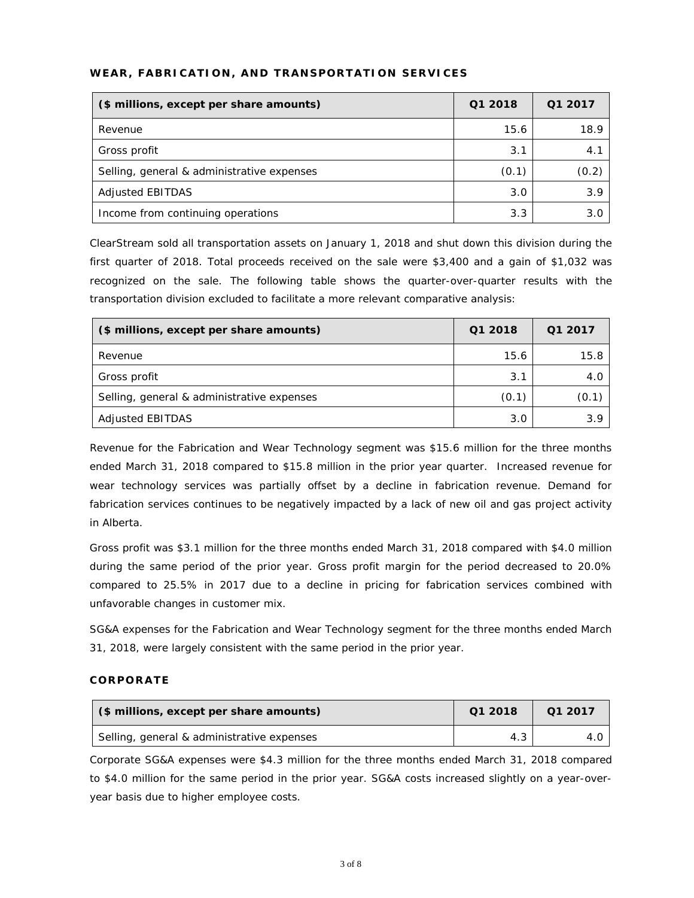## WEAR, FABRICATION, AND TRANSPORTATION SERVICES

| ($ millions, except per share amounts) | Q1 2018 | Q1 2017 |
|---|---|---|
| Revenue | 15.6 | 18.9 |
| Gross profit | 3.1 | 4.1 |
| Selling, general & administrative expenses | (0.1) | (0.2) |
| Adjusted EBITDAS | 3.0 | 3.9 |
| Income from continuing operations | 3.3 | 3.0 |

ClearStream sold all transportation assets on January 1, 2018 and shut down this division during the first quarter of 2018. Total proceeds received on the sale were $3,400 and a gain of $1,032 was recognized on the sale. The following table shows the quarter-over-quarter results with the transportation division excluded to facilitate a more relevant comparative analysis:

| ($ millions, except per share amounts) | Q1 2018 | Q1 2017 |
|---|---|---|
| Revenue | 15.6 | 15.8 |
| Gross profit | 3.1 | 4.0 |
| Selling, general & administrative expenses | (0.1) | (0.1) |
| Adjusted EBITDAS | 3.0 | 3.9 |

Revenue for the Fabrication and Wear Technology segment was $15.6 million for the three months ended March 31, 2018 compared to $15.8 million in the prior year quarter. Increased revenue for wear technology services was partially offset by a decline in fabrication revenue. Demand for fabrication services continues to be negatively impacted by a lack of new oil and gas project activity in Alberta.

Gross profit was $3.1 million for the three months ended March 31, 2018 compared with $4.0 million during the same period of the prior year. Gross profit margin for the period decreased to 20.0% compared to 25.5% in 2017 due to a decline in pricing for fabrication services combined with unfavorable changes in customer mix.

SG&A expenses for the Fabrication and Wear Technology segment for the three months ended March 31, 2018, were largely consistent with the same period in the prior year.

## CORPORATE

| ($ millions, except per share amounts) | Q1 2018 | Q1 2017 |
|---|---|---|
| Selling, general & administrative expenses | 4.3 | 4.0 |

Corporate SG&A expenses were $4.3 million for the three months ended March 31, 2018 compared to $4.0 million for the same period in the prior year. SG&A costs increased slightly on a year-over-year basis due to higher employee costs.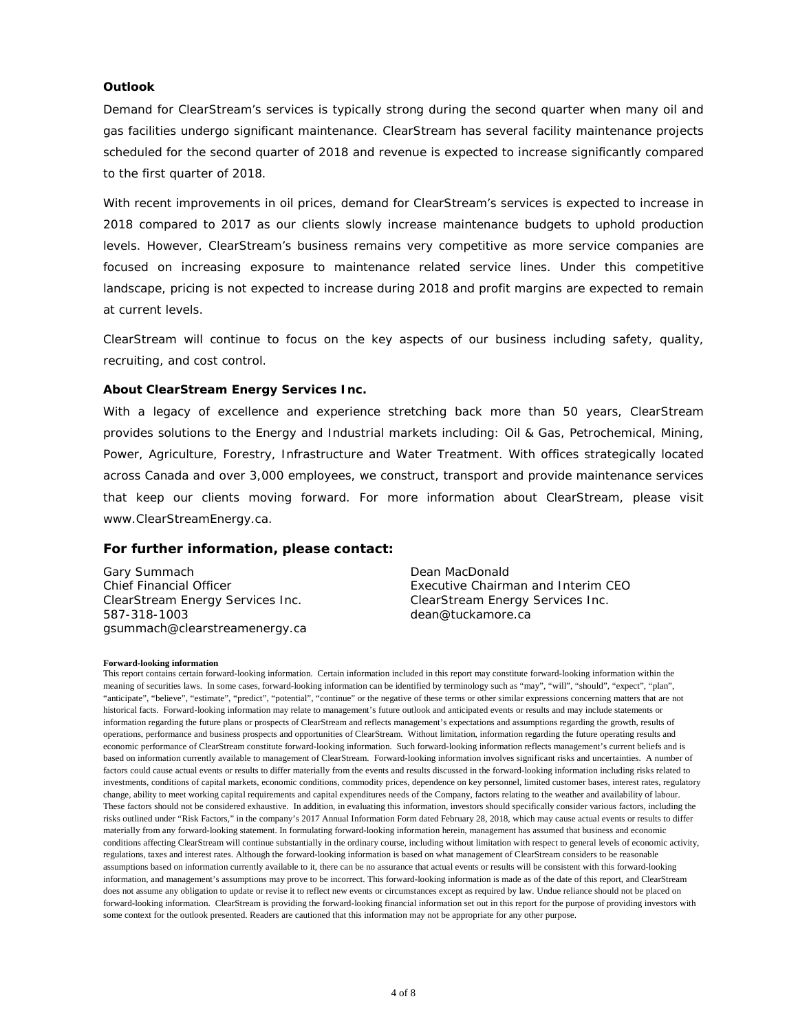**Outlook**

Demand for ClearStream's services is typically strong during the second quarter when many oil and gas facilities undergo significant maintenance. ClearStream has several facility maintenance projects scheduled for the second quarter of 2018 and revenue is expected to increase significantly compared to the first quarter of 2018.

With recent improvements in oil prices, demand for ClearStream's services is expected to increase in 2018 compared to 2017 as our clients slowly increase maintenance budgets to uphold production levels. However, ClearStream's business remains very competitive as more service companies are focused on increasing exposure to maintenance related service lines. Under this competitive landscape, pricing is not expected to increase during 2018 and profit margins are expected to remain at current levels.

ClearStream will continue to focus on the key aspects of our business including safety, quality, recruiting, and cost control.

**About ClearStream Energy Services Inc.**

With a legacy of excellence and experience stretching back more than 50 years, ClearStream provides solutions to the Energy and Industrial markets including: Oil & Gas, Petrochemical, Mining, Power, Agriculture, Forestry, Infrastructure and Water Treatment. With offices strategically located across Canada and over 3,000 employees, we construct, transport and provide maintenance services that keep our clients moving forward. For more information about ClearStream, please visit www.ClearStreamEnergy.ca.

**For further information, please contact:**

Gary Summach
Chief Financial Officer
ClearStream Energy Services Inc.
587-318-1003
gsummach@clearstreamenergy.ca

Dean MacDonald
Executive Chairman and Interim CEO
ClearStream Energy Services Inc.
dean@tuckamore.ca

**Forward-looking information**

This report contains certain forward-looking information. Certain information included in this report may constitute forward-looking information within the meaning of securities laws. In some cases, forward-looking information can be identified by terminology such as "may", "will", "should", "expect", "plan", "anticipate", "believe", "estimate", "predict", "potential", "continue" or the negative of these terms or other similar expressions concerning matters that are not historical facts. Forward-looking information may relate to management's future outlook and anticipated events or results and may include statements or information regarding the future plans or prospects of ClearStream and reflects management's expectations and assumptions regarding the growth, results of operations, performance and business prospects and opportunities of ClearStream. Without limitation, information regarding the future operating results and economic performance of ClearStream constitute forward-looking information. Such forward-looking information reflects management's current beliefs and is based on information currently available to management of ClearStream. Forward-looking information involves significant risks and uncertainties. A number of factors could cause actual events or results to differ materially from the events and results discussed in the forward-looking information including risks related to investments, conditions of capital markets, economic conditions, commodity prices, dependence on key personnel, limited customer bases, interest rates, regulatory change, ability to meet working capital requirements and capital expenditures needs of the Company, factors relating to the weather and availability of labour. These factors should not be considered exhaustive. In addition, in evaluating this information, investors should specifically consider various factors, including the risks outlined under "Risk Factors," in the company's 2017 Annual Information Form dated February 28, 2018, which may cause actual events or results to differ materially from any forward-looking statement. In formulating forward-looking information herein, management has assumed that business and economic conditions affecting ClearStream will continue substantially in the ordinary course, including without limitation with respect to general levels of economic activity, regulations, taxes and interest rates. Although the forward-looking information is based on what management of ClearStream considers to be reasonable assumptions based on information currently available to it, there can be no assurance that actual events or results will be consistent with this forward-looking information, and management's assumptions may prove to be incorrect. This forward-looking information is made as of the date of this report, and ClearStream does not assume any obligation to update or revise it to reflect new events or circumstances except as required by law. Undue reliance should not be placed on forward-looking information. ClearStream is providing the forward-looking financial information set out in this report for the purpose of providing investors with some context for the outlook presented. Readers are cautioned that this information may not be appropriate for any other purpose.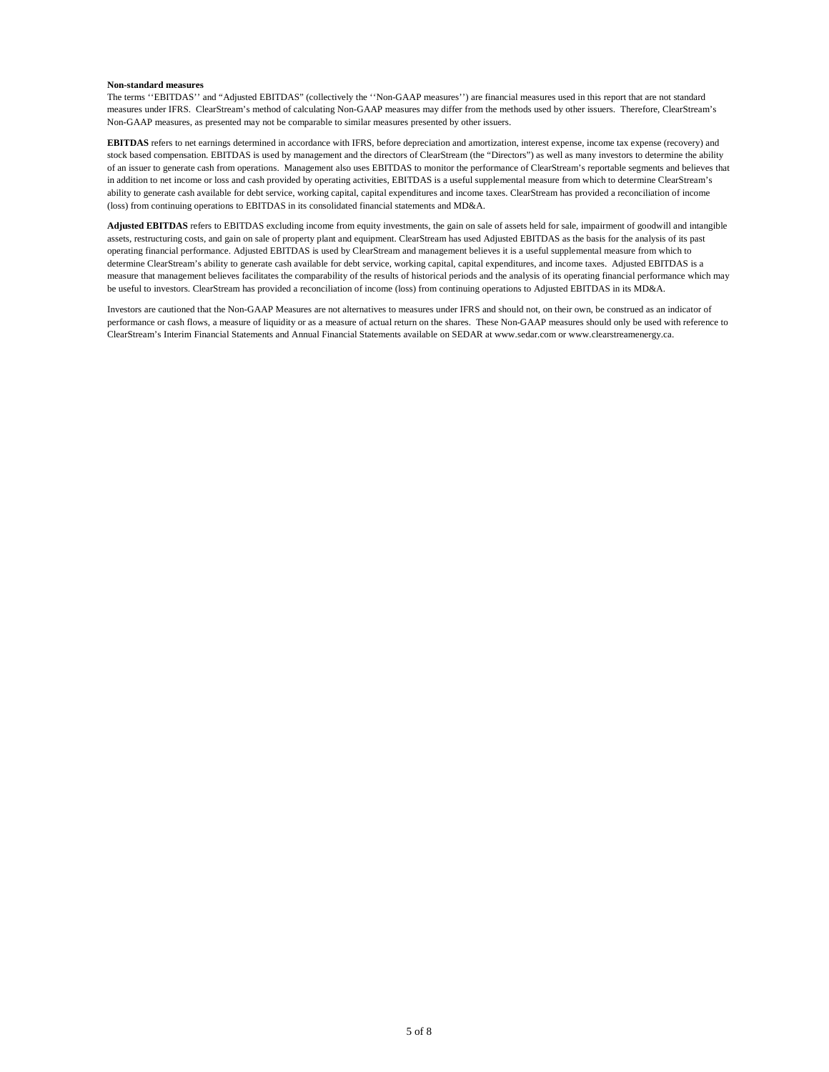**Non-standard measures**

The terms ''EBITDAS'' and "Adjusted EBITDAS" (collectively the ''Non-GAAP measures'') are financial measures used in this report that are not standard measures under IFRS. ClearStream's method of calculating Non-GAAP measures may differ from the methods used by other issuers. Therefore, ClearStream's Non-GAAP measures, as presented may not be comparable to similar measures presented by other issuers.

**EBITDAS** refers to net earnings determined in accordance with IFRS, before depreciation and amortization, interest expense, income tax expense (recovery) and stock based compensation. EBITDAS is used by management and the directors of ClearStream (the "Directors") as well as many investors to determine the ability of an issuer to generate cash from operations. Management also uses EBITDAS to monitor the performance of ClearStream's reportable segments and believes that in addition to net income or loss and cash provided by operating activities, EBITDAS is a useful supplemental measure from which to determine ClearStream's ability to generate cash available for debt service, working capital, capital expenditures and income taxes. ClearStream has provided a reconciliation of income (loss) from continuing operations to EBITDAS in its consolidated financial statements and MD&A.

**Adjusted EBITDAS** refers to EBITDAS excluding income from equity investments, the gain on sale of assets held for sale, impairment of goodwill and intangible assets, restructuring costs, and gain on sale of property plant and equipment. ClearStream has used Adjusted EBITDAS as the basis for the analysis of its past operating financial performance. Adjusted EBITDAS is used by ClearStream and management believes it is a useful supplemental measure from which to determine ClearStream's ability to generate cash available for debt service, working capital, capital expenditures, and income taxes. Adjusted EBITDAS is a measure that management believes facilitates the comparability of the results of historical periods and the analysis of its operating financial performance which may be useful to investors. ClearStream has provided a reconciliation of income (loss) from continuing operations to Adjusted EBITDAS in its MD&A.

Investors are cautioned that the Non-GAAP Measures are not alternatives to measures under IFRS and should not, on their own, be construed as an indicator of performance or cash flows, a measure of liquidity or as a measure of actual return on the shares. These Non-GAAP measures should only be used with reference to ClearStream's Interim Financial Statements and Annual Financial Statements available on SEDAR at www.sedar.com or www.clearstreamenergy.ca.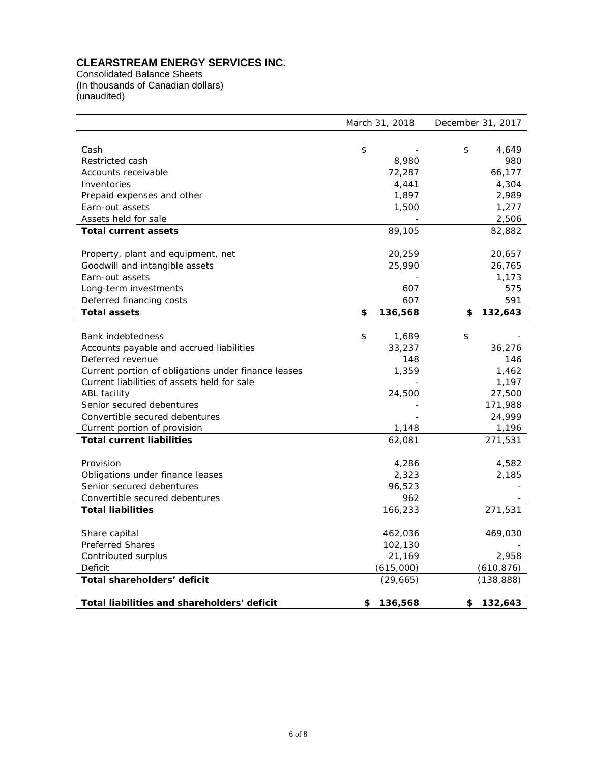# CLEARSTREAM ENERGY SERVICES INC.

Consolidated Balance Sheets
(In thousands of Canadian dollars)
(unaudited)

| | March 31, 2018 | December 31, 2017 |
|---|---|---|
| Cash | $ - | $ 4,649 |
| Restricted cash | 8,980 | 980 |
| Accounts receivable | 72,287 | 66,177 |
| Inventories | 4,441 | 4,304 |
| Prepaid expenses and other | 1,897 | 2,989 |
| Earn-out assets | 1,500 | 1,277 |
| Assets held for sale | - | 2,506 |
| **Total current assets** | 89,105 | 82,882 |
| Property, plant and equipment, net | 20,259 | 20,657 |
| Goodwill and intangible assets | 25,990 | 26,765 |
| Earn-out assets | - | 1,173 |
| Long-term investments | 607 | 575 |
| Deferred financing costs | 607 | 591 |
| **Total assets** | **$ 136,568** | **$ 132,643** |
| Bank indebtedness | $ 1,689 | $ - |
| Accounts payable and accrued liabilities | 33,237 | 36,276 |
| Deferred revenue | 148 | 146 |
| Current portion of obligations under finance leases | 1,359 | 1,462 |
| Current liabilities of assets held for sale | - | 1,197 |
| ABL facility | 24,500 | 27,500 |
| Senior secured debentures | - | 171,988 |
| Convertible secured debentures | - | 24,999 |
| Current portion of provision | 1,148 | 1,196 |
| **Total current liabilities** | 62,081 | 271,531 |
| Provision | 4,286 | 4,582 |
| Obligations under finance leases | 2,323 | 2,185 |
| Senior secured debentures | 96,523 | - |
| Convertible secured debentures | 962 | - |
| **Total liabilities** | 166,233 | 271,531 |
| Share capital | 462,036 | 469,030 |
| Preferred Shares | 102,130 | - |
| Contributed surplus | 21,169 | 2,958 |
| Deficit | (615,000) | (610,876) |
| **Total shareholders' deficit** | (29,665) | (138,888) |
| **Total liabilities and shareholders' deficit** | **$ 136,568** | **$ 132,643** |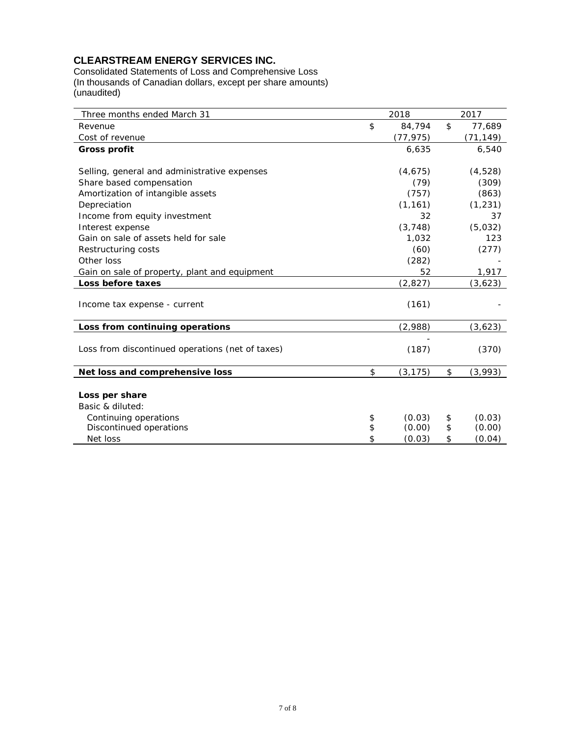**CLEARSTREAM ENERGY SERVICES INC.**

Consolidated Statements of Loss and Comprehensive Loss
(In thousands of Canadian dollars, except per share amounts)
(unaudited)

| Three months ended March 31 | 2018 | 2017 |
|---|---|---|
| Revenue | $ 84,794 | $ 77,689 |
| Cost of revenue | (77,975) | (71,149) |
| **Gross profit** | 6,635 | 6,540 |
| | | |
| Selling, general and administrative expenses | (4,675) | (4,528) |
| Share based compensation | (79) | (309) |
| Amortization of intangible assets | (757) | (863) |
| Depreciation | (1,161) | (1,231) |
| Income from equity investment | 32 | 37 |
| Interest expense | (3,748) | (5,032) |
| Gain on sale of assets held for sale | 1,032 | 123 |
| Restructuring costs | (60) | (277) |
| Other loss | (282) | - |
| Gain on sale of property, plant and equipment | 52 | 1,917 |
| **Loss before taxes** | (2,827) | (3,623) |
| | | |
| Income tax expense - current | (161) | - |
| | | |
| **Loss from continuing operations** | (2,988) | (3,623) |
| | - | |
| Loss from discontinued operations (net of taxes) | (187) | (370) |
| | | |
| **Net loss and comprehensive loss** | $ (3,175) | $ (3,993) |
| | | |
| **Loss per share** | | |
| Basic & diluted: | | |
| Continuing operations | $ (0.03) | $ (0.03) |
| Discontinued operations | $ (0.00) | $ (0.00) |
| Net loss | $ (0.03) | $ (0.04) |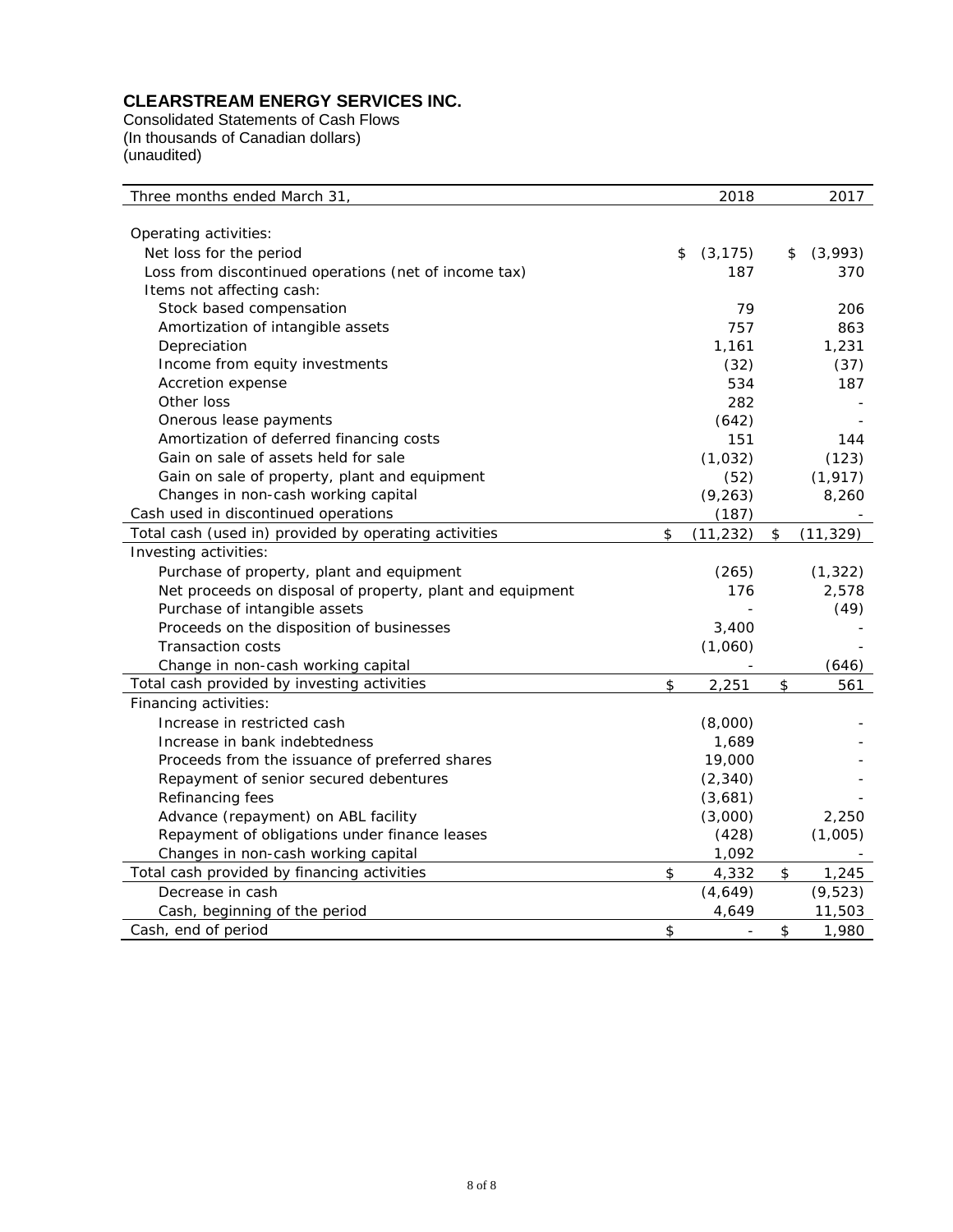**CLEARSTREAM ENERGY SERVICES INC.**
Consolidated Statements of Cash Flows
(In thousands of Canadian dollars)
(unaudited)

| Three months ended March 31, | 2018 | 2017 |
|---|---|---|
| Operating activities: | | |
| Net loss for the period | $ (3,175) | $ (3,993) |
| Loss from discontinued operations (net of income tax) | 187 | 370 |
| Items not affecting cash: | | |
| Stock based compensation | 79 | 206 |
| Amortization of intangible assets | 757 | 863 |
| Depreciation | 1,161 | 1,231 |
| Income from equity investments | (32) | (37) |
| Accretion expense | 534 | 187 |
| Other loss | 282 | - |
| Onerous lease payments | (642) | - |
| Amortization of deferred financing costs | 151 | 144 |
| Gain on sale of assets held for sale | (1,032) | (123) |
| Gain on sale of property, plant and equipment | (52) | (1,917) |
| Changes in non-cash working capital | (9,263) | 8,260 |
| Cash used in discontinued operations | (187) | - |
| Total cash (used in) provided by operating activities | $ (11,232) | $ (11,329) |
| Investing activities: | | |
| Purchase of property, plant and equipment | (265) | (1,322) |
| Net proceeds on disposal of property, plant and equipment | 176 | 2,578 |
| Purchase of intangible assets | - | (49) |
| Proceeds on the disposition of businesses | 3,400 | - |
| Transaction costs | (1,060) | - |
| Change in non-cash working capital | - | (646) |
| Total cash provided by investing activities | $ 2,251 | $ 561 |
| Financing activities: | | |
| Increase in restricted cash | (8,000) | - |
| Increase in bank indebtedness | 1,689 | - |
| Proceeds from the issuance of preferred shares | 19,000 | - |
| Repayment of senior secured debentures | (2,340) | - |
| Refinancing fees | (3,681) | - |
| Advance (repayment) on ABL facility | (3,000) | 2,250 |
| Repayment of obligations under finance leases | (428) | (1,005) |
| Changes in non-cash working capital | 1,092 | - |
| Total cash provided by financing activities | $ 4,332 | $ 1,245 |
| Decrease in cash | (4,649) | (9,523) |
| Cash, beginning of the period | 4,649 | 11,503 |
| Cash, end of period | $ - | $ 1,980 |